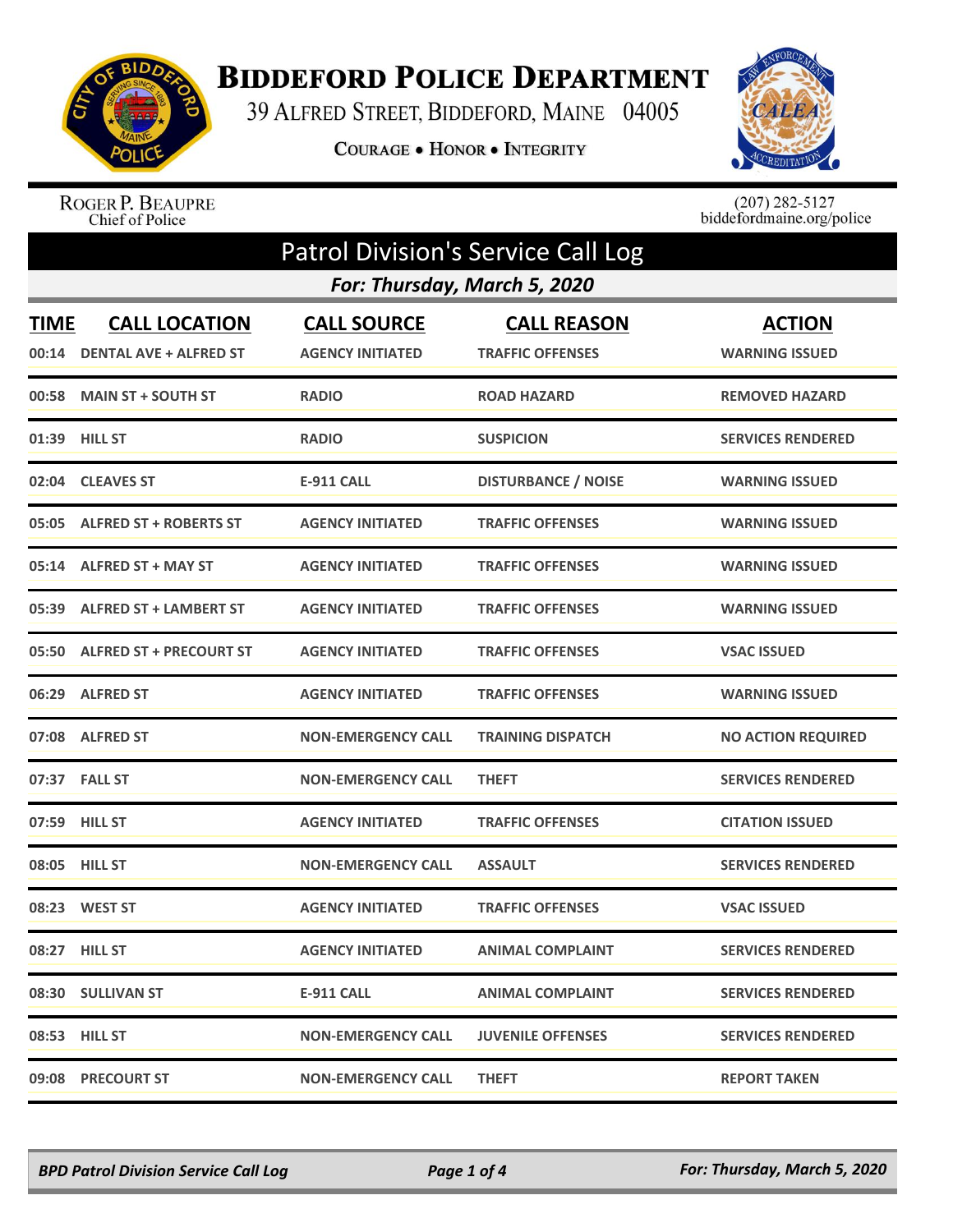# BIDDEFORD POLICE DEPARTMENT

39 ALFRED STREET, BIDDEFORD, MAINE 04005

COURAGE • HONOR • INTEGRITY

ROGER P. BEAUPRE
Chief of Police

(207) 282-5127
biddefordmaine.org/police

## Patrol Division's Service Call Log

### *For: Thursday, March 5, 2020*

| TIME | CALL LOCATION | CALL SOURCE | CALL REASON | ACTION |
|---|---|---|---|---|
| 00:14 | DENTAL AVE + ALFRED ST | AGENCY INITIATED | TRAFFIC OFFENSES | WARNING ISSUED |
| 00:58 | MAIN ST + SOUTH ST | RADIO | ROAD HAZARD | REMOVED HAZARD |
| 01:39 | HILL ST | RADIO | SUSPICION | SERVICES RENDERED |
| 02:04 | CLEAVES ST | E-911 CALL | DISTURBANCE / NOISE | WARNING ISSUED |
| 05:05 | ALFRED ST + ROBERTS ST | AGENCY INITIATED | TRAFFIC OFFENSES | WARNING ISSUED |
| 05:14 | ALFRED ST + MAY ST | AGENCY INITIATED | TRAFFIC OFFENSES | WARNING ISSUED |
| 05:39 | ALFRED ST + LAMBERT ST | AGENCY INITIATED | TRAFFIC OFFENSES | WARNING ISSUED |
| 05:50 | ALFRED ST + PRECOURT ST | AGENCY INITIATED | TRAFFIC OFFENSES | VSAC ISSUED |
| 06:29 | ALFRED ST | AGENCY INITIATED | TRAFFIC OFFENSES | WARNING ISSUED |
| 07:08 | ALFRED ST | NON-EMERGENCY CALL | TRAINING DISPATCH | NO ACTION REQUIRED |
| 07:37 | FALL ST | NON-EMERGENCY CALL | THEFT | SERVICES RENDERED |
| 07:59 | HILL ST | AGENCY INITIATED | TRAFFIC OFFENSES | CITATION ISSUED |
| 08:05 | HILL ST | NON-EMERGENCY CALL | ASSAULT | SERVICES RENDERED |
| 08:23 | WEST ST | AGENCY INITIATED | TRAFFIC OFFENSES | VSAC ISSUED |
| 08:27 | HILL ST | AGENCY INITIATED | ANIMAL COMPLAINT | SERVICES RENDERED |
| 08:30 | SULLIVAN ST | E-911 CALL | ANIMAL COMPLAINT | SERVICES RENDERED |
| 08:53 | HILL ST | NON-EMERGENCY CALL | JUVENILE OFFENSES | SERVICES RENDERED |
| 09:08 | PRECOURT ST | NON-EMERGENCY CALL | THEFT | REPORT TAKEN |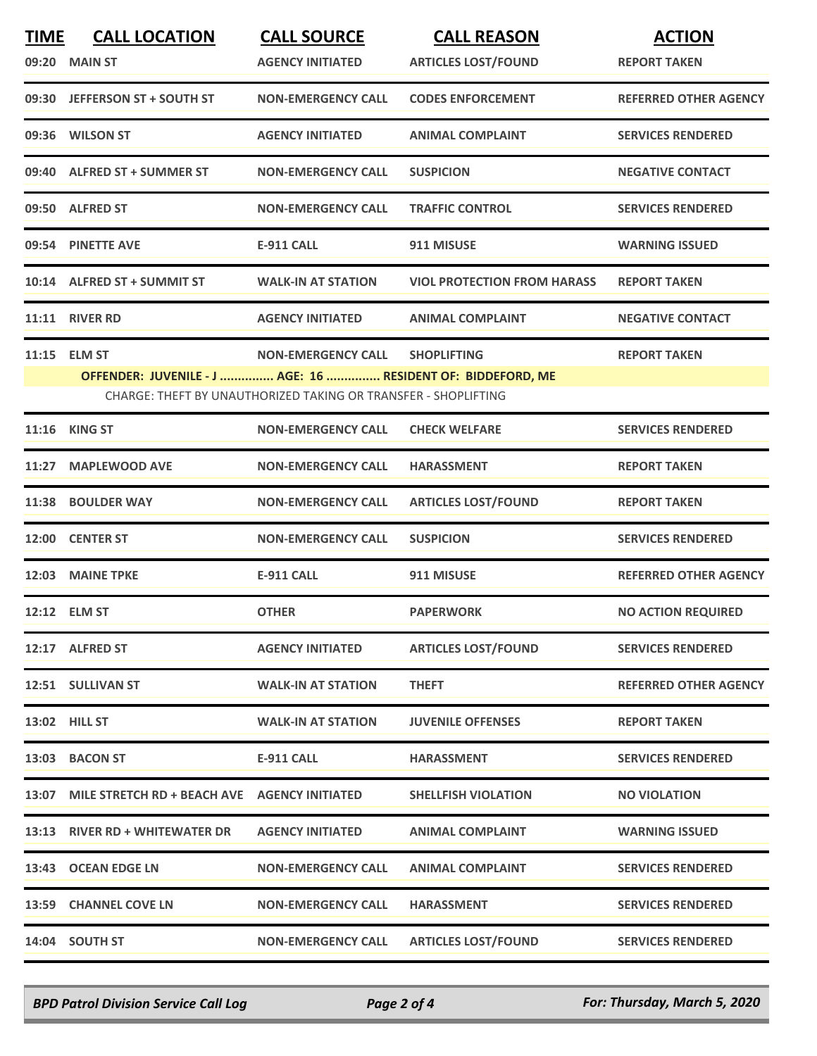| TIME | CALL LOCATION | CALL SOURCE | CALL REASON | ACTION |
|---|---|---|---|---|
| 09:20 | MAIN ST | AGENCY INITIATED | ARTICLES LOST/FOUND | REPORT TAKEN |
| 09:30 | JEFFERSON ST + SOUTH ST | NON-EMERGENCY CALL | CODES ENFORCEMENT | REFERRED OTHER AGENCY |
| 09:36 | WILSON ST | AGENCY INITIATED | ANIMAL COMPLAINT | SERVICES RENDERED |
| 09:40 | ALFRED ST + SUMMER ST | NON-EMERGENCY CALL | SUSPICION | NEGATIVE CONTACT |
| 09:50 | ALFRED ST | NON-EMERGENCY CALL | TRAFFIC CONTROL | SERVICES RENDERED |
| 09:54 | PINETTE AVE | E-911 CALL | 911 MISUSE | WARNING ISSUED |
| 10:14 | ALFRED ST + SUMMIT ST | WALK-IN AT STATION | VIOL PROTECTION FROM HARASS | REPORT TAKEN |
| 11:11 | RIVER RD | AGENCY INITIATED | ANIMAL COMPLAINT | NEGATIVE CONTACT |
| 11:15 | ELM ST | NON-EMERGENCY CALL | SHOPLIFTING | REPORT TAKEN |
| | OFFENDER: JUVENILE - J ............... AGE: 16 ............... RESIDENT OF: BIDDEFORD, ME | | | |
| | CHARGE: THEFT BY UNAUTHORIZED TAKING OR TRANSFER - SHOPLIFTING | | | |
| 11:16 | KING ST | NON-EMERGENCY CALL | CHECK WELFARE | SERVICES RENDERED |
| 11:27 | MAPLEWOOD AVE | NON-EMERGENCY CALL | HARASSMENT | REPORT TAKEN |
| 11:38 | BOULDER WAY | NON-EMERGENCY CALL | ARTICLES LOST/FOUND | REPORT TAKEN |
| 12:00 | CENTER ST | NON-EMERGENCY CALL | SUSPICION | SERVICES RENDERED |
| 12:03 | MAINE TPKE | E-911 CALL | 911 MISUSE | REFERRED OTHER AGENCY |
| 12:12 | ELM ST | OTHER | PAPERWORK | NO ACTION REQUIRED |
| 12:17 | ALFRED ST | AGENCY INITIATED | ARTICLES LOST/FOUND | SERVICES RENDERED |
| 12:51 | SULLIVAN ST | WALK-IN AT STATION | THEFT | REFERRED OTHER AGENCY |
| 13:02 | HILL ST | WALK-IN AT STATION | JUVENILE OFFENSES | REPORT TAKEN |
| 13:03 | BACON ST | E-911 CALL | HARASSMENT | SERVICES RENDERED |
| 13:07 | MILE STRETCH RD + BEACH AVE | AGENCY INITIATED | SHELLFISH VIOLATION | NO VIOLATION |
| 13:13 | RIVER RD + WHITEWATER DR | AGENCY INITIATED | ANIMAL COMPLAINT | WARNING ISSUED |
| 13:43 | OCEAN EDGE LN | NON-EMERGENCY CALL | ANIMAL COMPLAINT | SERVICES RENDERED |
| 13:59 | CHANNEL COVE LN | NON-EMERGENCY CALL | HARASSMENT | SERVICES RENDERED |
| 14:04 | SOUTH ST | NON-EMERGENCY CALL | ARTICLES LOST/FOUND | SERVICES RENDERED |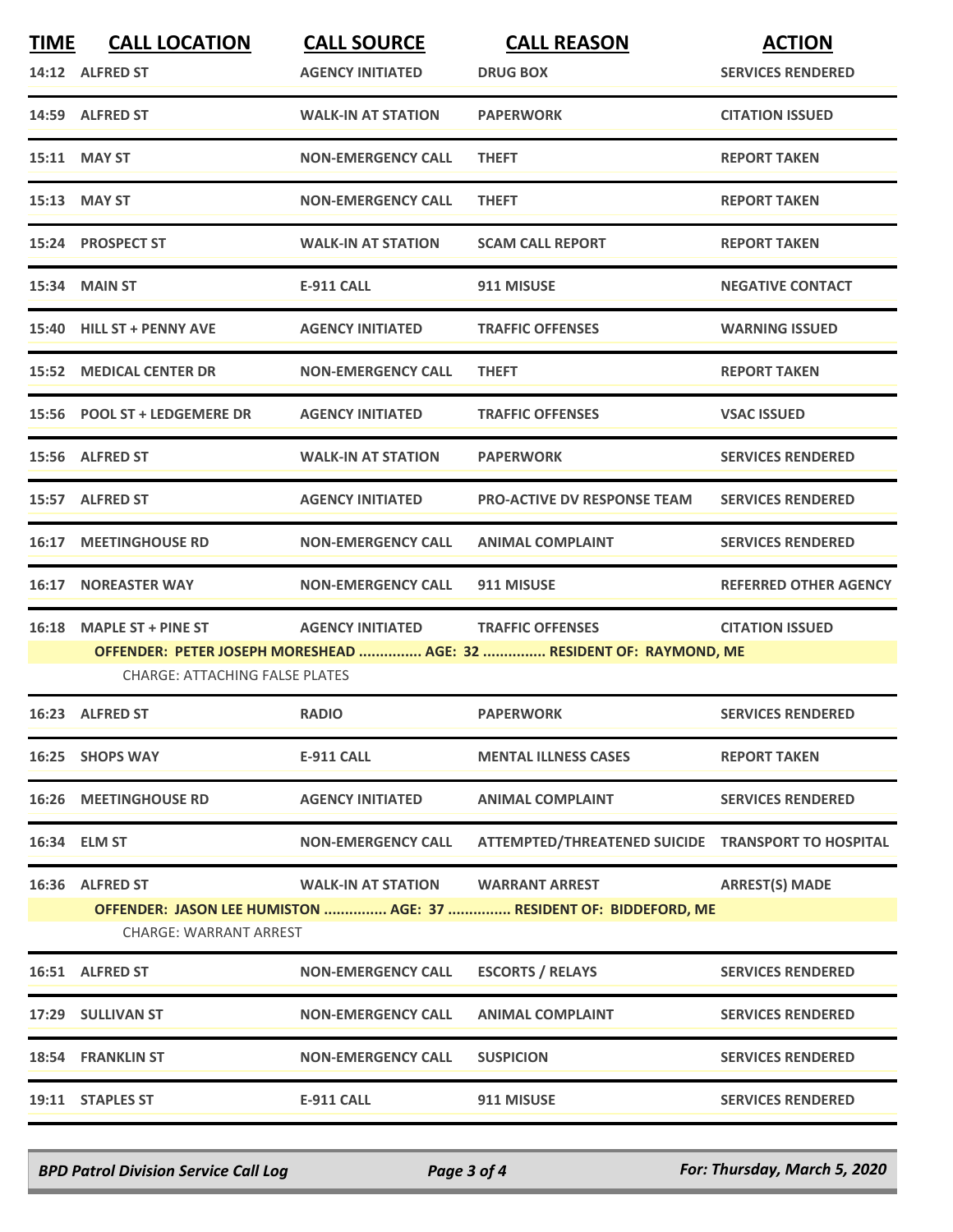| TIME | CALL LOCATION | CALL SOURCE | CALL REASON | ACTION |
|---|---|---|---|---|
| 14:12 | ALFRED ST | AGENCY INITIATED | DRUG BOX | SERVICES RENDERED |
| 14:59 | ALFRED ST | WALK-IN AT STATION | PAPERWORK | CITATION ISSUED |
| 15:11 | MAY ST | NON-EMERGENCY CALL | THEFT | REPORT TAKEN |
| 15:13 | MAY ST | NON-EMERGENCY CALL | THEFT | REPORT TAKEN |
| 15:24 | PROSPECT ST | WALK-IN AT STATION | SCAM CALL REPORT | REPORT TAKEN |
| 15:34 | MAIN ST | E-911 CALL | 911 MISUSE | NEGATIVE CONTACT |
| 15:40 | HILL ST + PENNY AVE | AGENCY INITIATED | TRAFFIC OFFENSES | WARNING ISSUED |
| 15:52 | MEDICAL CENTER DR | NON-EMERGENCY CALL | THEFT | REPORT TAKEN |
| 15:56 | POOL ST + LEDGEMERE DR | AGENCY INITIATED | TRAFFIC OFFENSES | VSAC ISSUED |
| 15:56 | ALFRED ST | WALK-IN AT STATION | PAPERWORK | SERVICES RENDERED |
| 15:57 | ALFRED ST | AGENCY INITIATED | PRO-ACTIVE DV RESPONSE TEAM | SERVICES RENDERED |
| 16:17 | MEETINGHOUSE RD | NON-EMERGENCY CALL | ANIMAL COMPLAINT | SERVICES RENDERED |
| 16:17 | NOREASTER WAY | NON-EMERGENCY CALL | 911 MISUSE | REFERRED OTHER AGENCY |
| 16:18 | MAPLE ST + PINE ST | AGENCY INITIATED | TRAFFIC OFFENSES | CITATION ISSUED |
| | **OFFENDER: PETER JOSEPH MORESHEAD ............... AGE: 32 ............... RESIDENT OF: RAYMOND, ME** | | | |
| | CHARGE: ATTACHING FALSE PLATES | | | |
| 16:23 | ALFRED ST | RADIO | PAPERWORK | SERVICES RENDERED |
| 16:25 | SHOPS WAY | E-911 CALL | MENTAL ILLNESS CASES | REPORT TAKEN |
| 16:26 | MEETINGHOUSE RD | AGENCY INITIATED | ANIMAL COMPLAINT | SERVICES RENDERED |
| 16:34 | ELM ST | NON-EMERGENCY CALL | ATTEMPTED/THREATENED SUICIDE | TRANSPORT TO HOSPITAL |
| 16:36 | ALFRED ST | WALK-IN AT STATION | WARRANT ARREST | ARREST(S) MADE |
| | **OFFENDER: JASON LEE HUMISTON ............... AGE: 37 ............... RESIDENT OF: BIDDEFORD, ME** | | | |
| | CHARGE: WARRANT ARREST | | | |
| 16:51 | ALFRED ST | NON-EMERGENCY CALL | ESCORTS / RELAYS | SERVICES RENDERED |
| 17:29 | SULLIVAN ST | NON-EMERGENCY CALL | ANIMAL COMPLAINT | SERVICES RENDERED |
| 18:54 | FRANKLIN ST | NON-EMERGENCY CALL | SUSPICION | SERVICES RENDERED |
| 19:11 | STAPLES ST | E-911 CALL | 911 MISUSE | SERVICES RENDERED |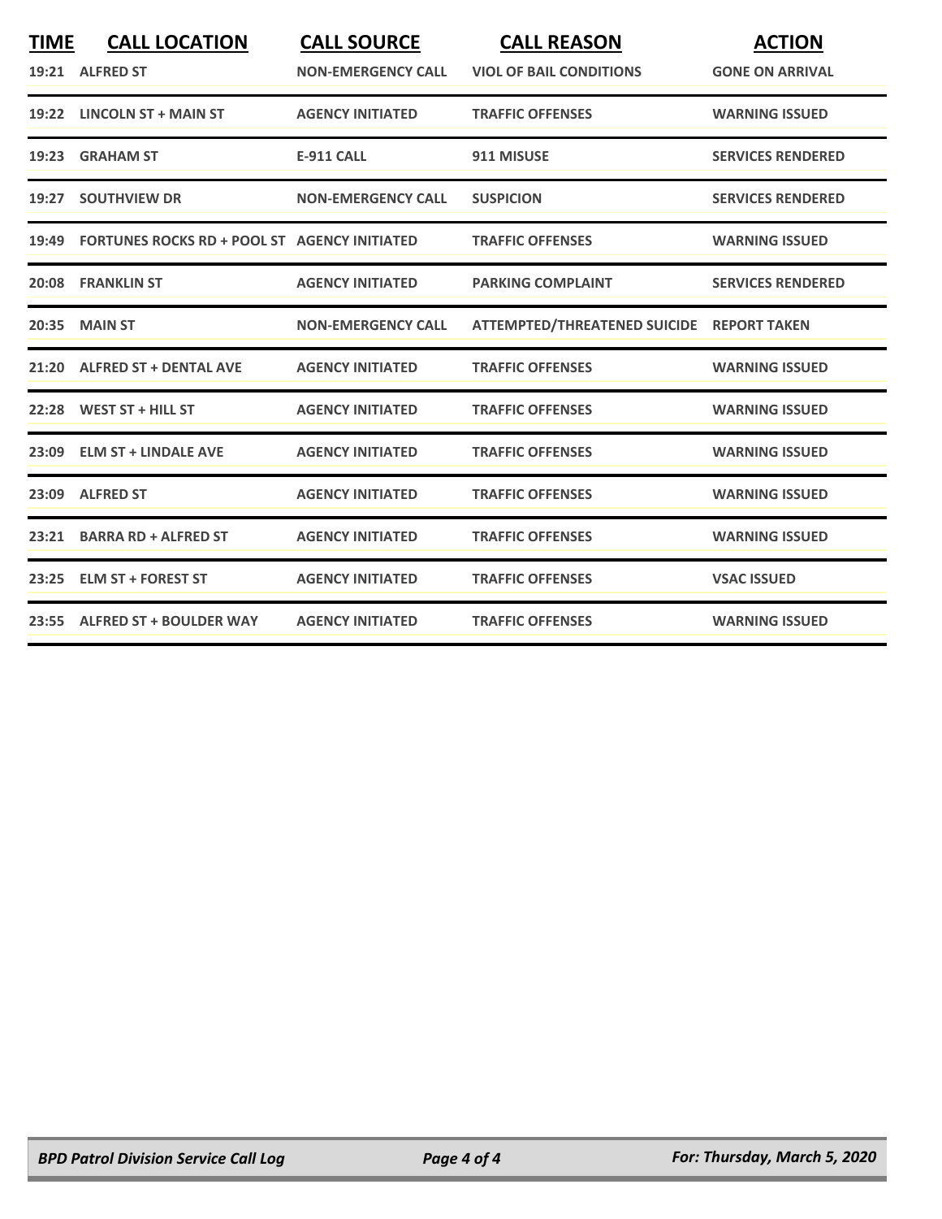| TIME | CALL LOCATION | CALL SOURCE | CALL REASON | ACTION |
| --- | --- | --- | --- | --- |
| 19:21 | ALFRED ST | NON-EMERGENCY CALL | VIOL OF BAIL CONDITIONS | GONE ON ARRIVAL |
| 19:22 | LINCOLN ST + MAIN ST | AGENCY INITIATED | TRAFFIC OFFENSES | WARNING ISSUED |
| 19:23 | GRAHAM ST | E-911 CALL | 911 MISUSE | SERVICES RENDERED |
| 19:27 | SOUTHVIEW DR | NON-EMERGENCY CALL | SUSPICION | SERVICES RENDERED |
| 19:49 | FORTUNES ROCKS RD + POOL ST | AGENCY INITIATED | TRAFFIC OFFENSES | WARNING ISSUED |
| 20:08 | FRANKLIN ST | AGENCY INITIATED | PARKING COMPLAINT | SERVICES RENDERED |
| 20:35 | MAIN ST | NON-EMERGENCY CALL | ATTEMPTED/THREATENED SUICIDE | REPORT TAKEN |
| 21:20 | ALFRED ST + DENTAL AVE | AGENCY INITIATED | TRAFFIC OFFENSES | WARNING ISSUED |
| 22:28 | WEST ST + HILL ST | AGENCY INITIATED | TRAFFIC OFFENSES | WARNING ISSUED |
| 23:09 | ELM ST + LINDALE AVE | AGENCY INITIATED | TRAFFIC OFFENSES | WARNING ISSUED |
| 23:09 | ALFRED ST | AGENCY INITIATED | TRAFFIC OFFENSES | WARNING ISSUED |
| 23:21 | BARRA RD + ALFRED ST | AGENCY INITIATED | TRAFFIC OFFENSES | WARNING ISSUED |
| 23:25 | ELM ST + FOREST ST | AGENCY INITIATED | TRAFFIC OFFENSES | VSAC ISSUED |
| 23:55 | ALFRED ST + BOULDER WAY | AGENCY INITIATED | TRAFFIC OFFENSES | WARNING ISSUED |